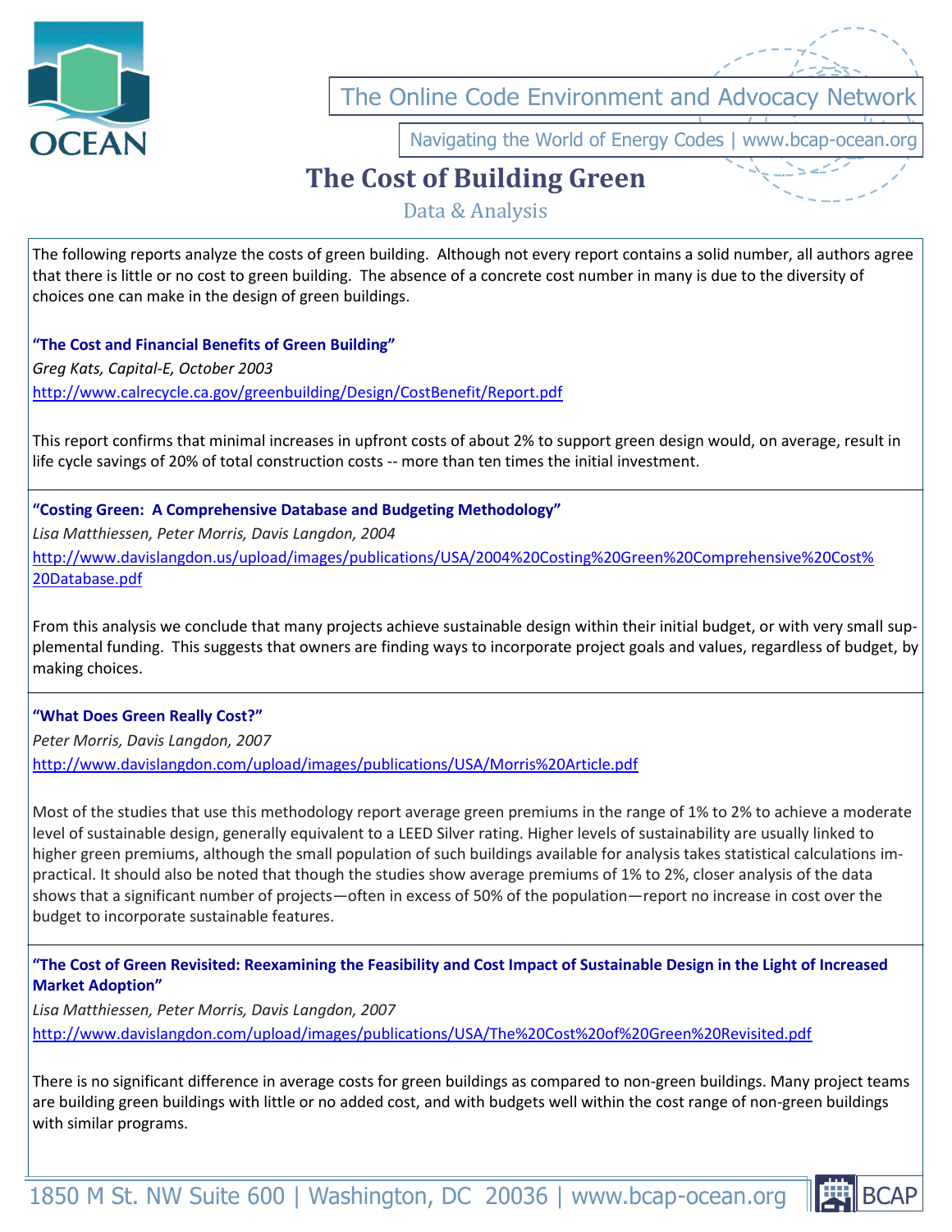OCEAN

The Online Code Environment and Advocacy Network

Navigating the World of Energy Codes | www.bcap-ocean.org

# The Cost of Building Green

Data & Analysis

The following reports analyze the costs of green building. Although not every report contains a solid number, all authors agree that there is little or no cost to green building. The absence of a concrete cost number in many is due to the diversity of choices one can make in the design of green buildings.

**"The Cost and Financial Benefits of Green Building"**

*Greg Kats, Capital-E, October 2003*

http://www.calrecycle.ca.gov/greenbuilding/Design/CostBenefit/Report.pdf

This report confirms that minimal increases in upfront costs of about 2% to support green design would, on average, result in life cycle savings of 20% of total construction costs -- more than ten times the initial investment.

**"Costing Green: A Comprehensive Database and Budgeting Methodology"**

*Lisa Matthiessen, Peter Morris, Davis Langdon, 2004*

http://www.davislangdon.us/upload/images/publications/USA/2004%20Costing%20Green%20Comprehensive%20Cost%20Database.pdf

From this analysis we conclude that many projects achieve sustainable design within their initial budget, or with very small supplemental funding. This suggests that owners are finding ways to incorporate project goals and values, regardless of budget, by making choices.

**"What Does Green Really Cost?"**

*Peter Morris, Davis Langdon, 2007*

http://www.davislangdon.com/upload/images/publications/USA/Morris%20Article.pdf

Most of the studies that use this methodology report average green premiums in the range of 1% to 2% to achieve a moderate level of sustainable design, generally equivalent to a LEED Silver rating. Higher levels of sustainability are usually linked to higher green premiums, although the small population of such buildings available for analysis takes statistical calculations impractical. It should also be noted that though the studies show average premiums of 1% to 2%, closer analysis of the data shows that a significant number of projects—often in excess of 50% of the population—report no increase in cost over the budget to incorporate sustainable features.

**"The Cost of Green Revisited: Reexamining the Feasibility and Cost Impact of Sustainable Design in the Light of Increased Market Adoption"**

*Lisa Matthiessen, Peter Morris, Davis Langdon, 2007*

http://www.davislangdon.com/upload/images/publications/USA/The%20Cost%20of%20Green%20Revisited.pdf

There is no significant difference in average costs for green buildings as compared to non-green buildings. Many project teams are building green buildings with little or no added cost, and with budgets well within the cost range of non-green buildings with similar programs.

1850 M St. NW Suite 600 | Washington, DC 20036 | www.bcap-ocean.org

BCAP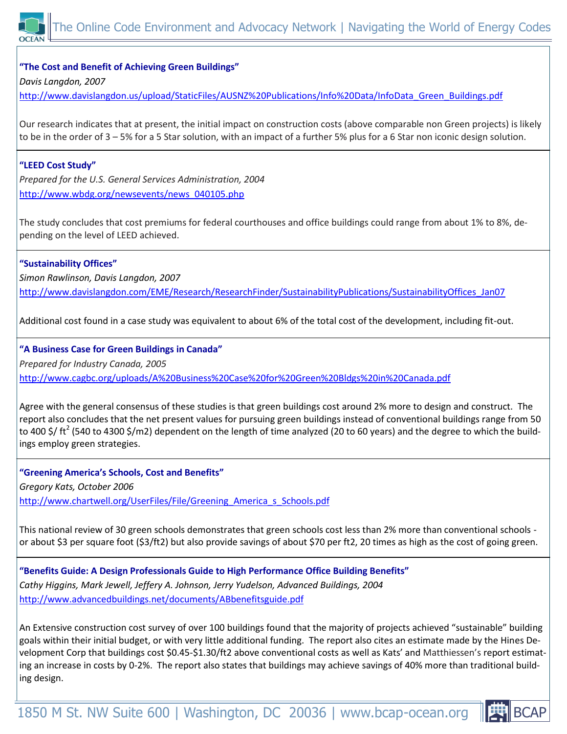**"The Cost and Benefit of Achieving Green Buildings"**

*Davis Langdon, 2007*

http://www.davislangdon.us/upload/StaticFiles/AUSNZ%20Publications/Info%20Data/InfoData_Green_Buildings.pdf

Our research indicates that at present, the initial impact on construction costs (above comparable non Green projects) is likely to be in the order of 3 – 5% for a 5 Star solution, with an impact of a further 5% plus for a 6 Star non iconic design solution.

**"LEED Cost Study"**

*Prepared for the U.S. General Services Administration, 2004*

http://www.wbdg.org/newsevents/news_040105.php

The study concludes that cost premiums for federal courthouses and office buildings could range from about 1% to 8%, depending on the level of LEED achieved.

**"Sustainability Offices"**

*Simon Rawlinson, Davis Langdon, 2007*

http://www.davislangdon.com/EME/Research/ResearchFinder/SustainabilityPublications/SustainabilityOffices_Jan07

Additional cost found in a case study was equivalent to about 6% of the total cost of the development, including fit-out.

**"A Business Case for Green Buildings in Canada"**

*Prepared for Industry Canada, 2005*

http://www.cagbc.org/uploads/A%20Business%20Case%20for%20Green%20Bldgs%20in%20Canada.pdf

Agree with the general consensus of these studies is that green buildings cost around 2% more to design and construct. The report also concludes that the net present values for pursuing green buildings instead of conventional buildings range from 50 to 400 $/ $ft^2$ (540 to 4300 $/m2) dependent on the length of time analyzed (20 to 60 years) and the degree to which the buildings employ green strategies.

**"Greening America's Schools, Cost and Benefits"**

*Gregory Kats, October 2006*

http://www.chartwell.org/UserFiles/File/Greening_America_s_Schools.pdf

This national review of 30 green schools demonstrates that green schools cost less than 2% more than conventional schools - or about $3 per square foot ($3/ft2) but also provide savings of about $70 per ft2, 20 times as high as the cost of going green.

**"Benefits Guide: A Design Professionals Guide to High Performance Office Building Benefits"**

*Cathy Higgins, Mark Jewell, Jeffery A. Johnson, Jerry Yudelson, Advanced Buildings, 2004*

http://www.advancedbuildings.net/documents/ABbenefitsguide.pdf

An Extensive construction cost survey of over 100 buildings found that the majority of projects achieved "sustainable" building goals within their initial budget, or with very little additional funding. The report also cites an estimate made by the Hines Development Corp that buildings cost $0.45-$1.30/ft2 above conventional costs as well as Kats' and Matthiessen's report estimating an increase in costs by 0-2%. The report also states that buildings may achieve savings of 40% more than traditional building design.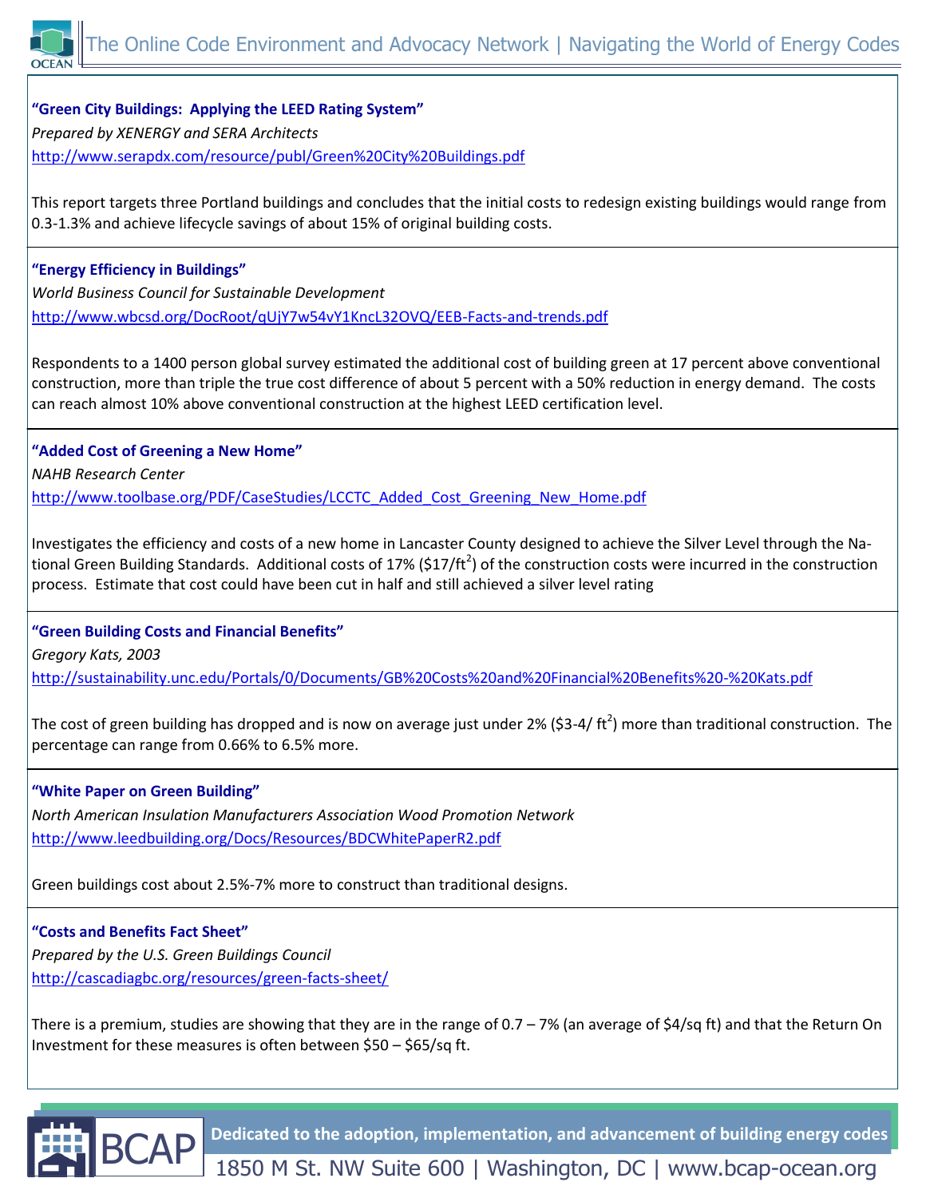**"Green City Buildings: Applying the LEED Rating System"**

*Prepared by XENERGY and SERA Architects*

http://www.serapdx.com/resource/publ/Green%20City%20Buildings.pdf

This report targets three Portland buildings and concludes that the initial costs to redesign existing buildings would range from 0.3-1.3% and achieve lifecycle savings of about 15% of original building costs.

**"Energy Efficiency in Buildings"**

*World Business Council for Sustainable Development*

http://www.wbcsd.org/DocRoot/qUjY7w54vY1KncL32OVQ/EEB-Facts-and-trends.pdf

Respondents to a 1400 person global survey estimated the additional cost of building green at 17 percent above conventional construction, more than triple the true cost difference of about 5 percent with a 50% reduction in energy demand. The costs can reach almost 10% above conventional construction at the highest LEED certification level.

**"Added Cost of Greening a New Home"**

*NAHB Research Center*

http://www.toolbase.org/PDF/CaseStudies/LCCTC_Added_Cost_Greening_New_Home.pdf

Investigates the efficiency and costs of a new home in Lancaster County designed to achieve the Silver Level through the National Green Building Standards. Additional costs of 17% ($17/ft$^2$) of the construction costs were incurred in the construction process. Estimate that cost could have been cut in half and still achieved a silver level rating

**"Green Building Costs and Financial Benefits"**

*Gregory Kats, 2003*

http://sustainability.unc.edu/Portals/0/Documents/GB%20Costs%20and%20Financial%20Benefits%20-%20Kats.pdf

The cost of green building has dropped and is now on average just under 2% ($3-4/ ft$^2$) more than traditional construction. The percentage can range from 0.66% to 6.5% more.

**"White Paper on Green Building"**

*North American Insulation Manufacturers Association Wood Promotion Network*

http://www.leedbuilding.org/Docs/Resources/BDCWhitePaperR2.pdf

Green buildings cost about 2.5%-7% more to construct than traditional designs.

**"Costs and Benefits Fact Sheet"**

*Prepared by the U.S. Green Buildings Council*

http://cascadiagbc.org/resources/green-facts-sheet/

There is a premium, studies are showing that they are in the range of 0.7 – 7% (an average of $4/sq ft) and that the Return On Investment for these measures is often between $50 – $65/sq ft.